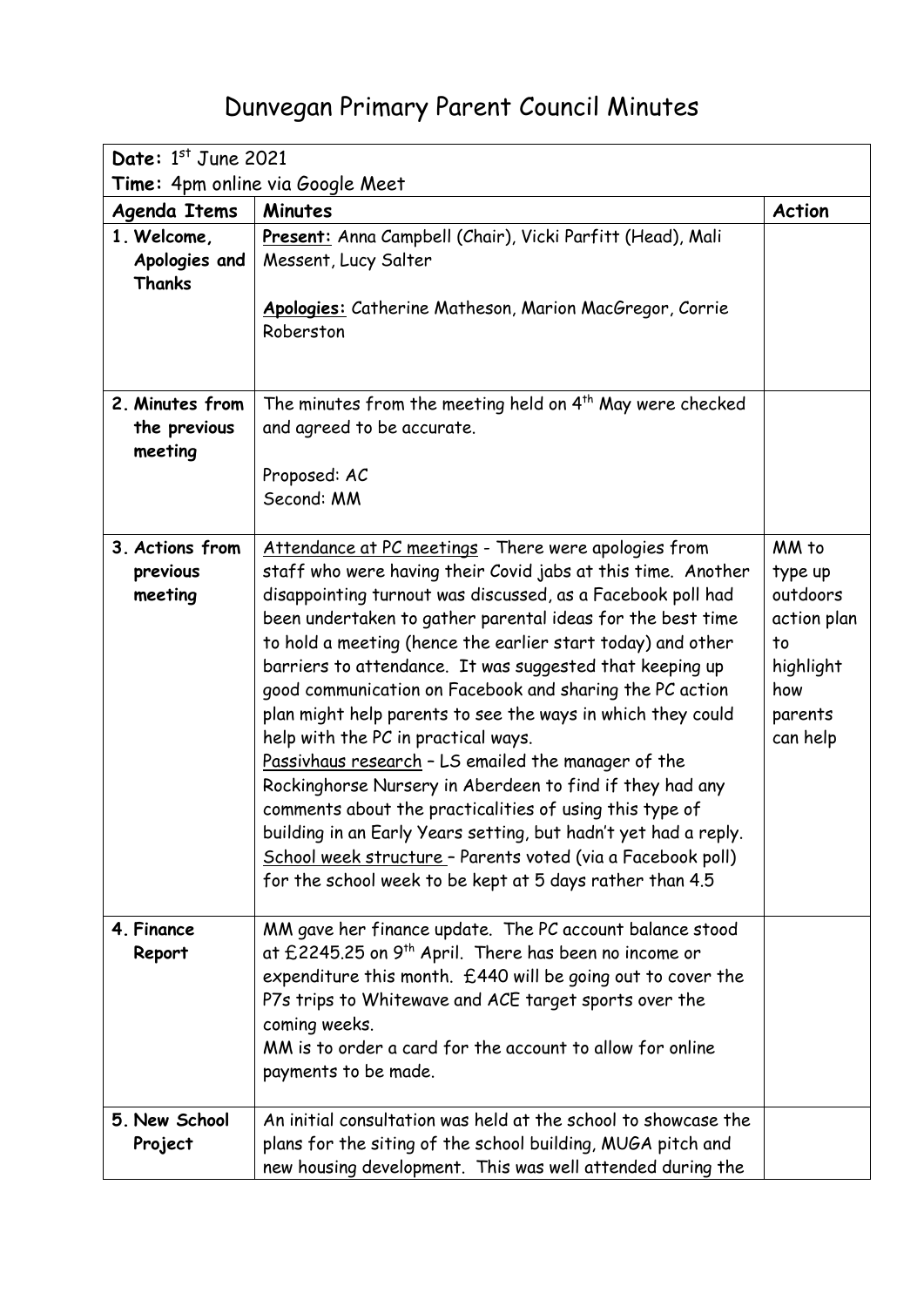# Dunvegan Primary Parent Council Minutes

| **Date:** 1st June 2021<br>**Time:** 4pm online via Google Meet | | |
|---|---|---|
| **Agenda Items** | **Minutes** | **Action** |
| **1. Welcome, Apologies and Thanks** | **Present:** Anna Campbell (Chair), Vicki Parfitt (Head), Mali Messent, Lucy Salter<br><br>**Apologies:** Catherine Matheson, Marion MacGregor, Corrie Roberston | |
| **2. Minutes from the previous meeting** | The minutes from the meeting held on 4th May were checked and agreed to be accurate.<br><br>Proposed: AC<br>Second: MM | |
| **3. Actions from previous meeting** | Attendance at PC meetings - There were apologies from staff who were having their Covid jabs at this time. Another disappointing turnout was discussed, as a Facebook poll had been undertaken to gather parental ideas for the best time to hold a meeting (hence the earlier start today) and other barriers to attendance. It was suggested that keeping up good communication on Facebook and sharing the PC action plan might help parents to see the ways in which they could help with the PC in practical ways.<br>Passivhaus research – LS emailed the manager of the Rockinghorse Nursery in Aberdeen to find if they had any comments about the practicalities of using this type of building in an Early Years setting, but hadn't yet had a reply.<br>School week structure – Parents voted (via a Facebook poll) for the school week to be kept at 5 days rather than 4.5 | MM to type up outdoors action plan to highlight how parents can help |
| **4. Finance Report** | MM gave her finance update. The PC account balance stood at £2245.25 on 9th April. There has been no income or expenditure this month. £440 will be going out to cover the P7s trips to Whitewave and ACE target sports over the coming weeks.<br>MM is to order a card for the account to allow for online payments to be made. | |
| **5. New School Project** | An initial consultation was held at the school to showcase the plans for the siting of the school building, MUGA pitch and new housing development. This was well attended during the | |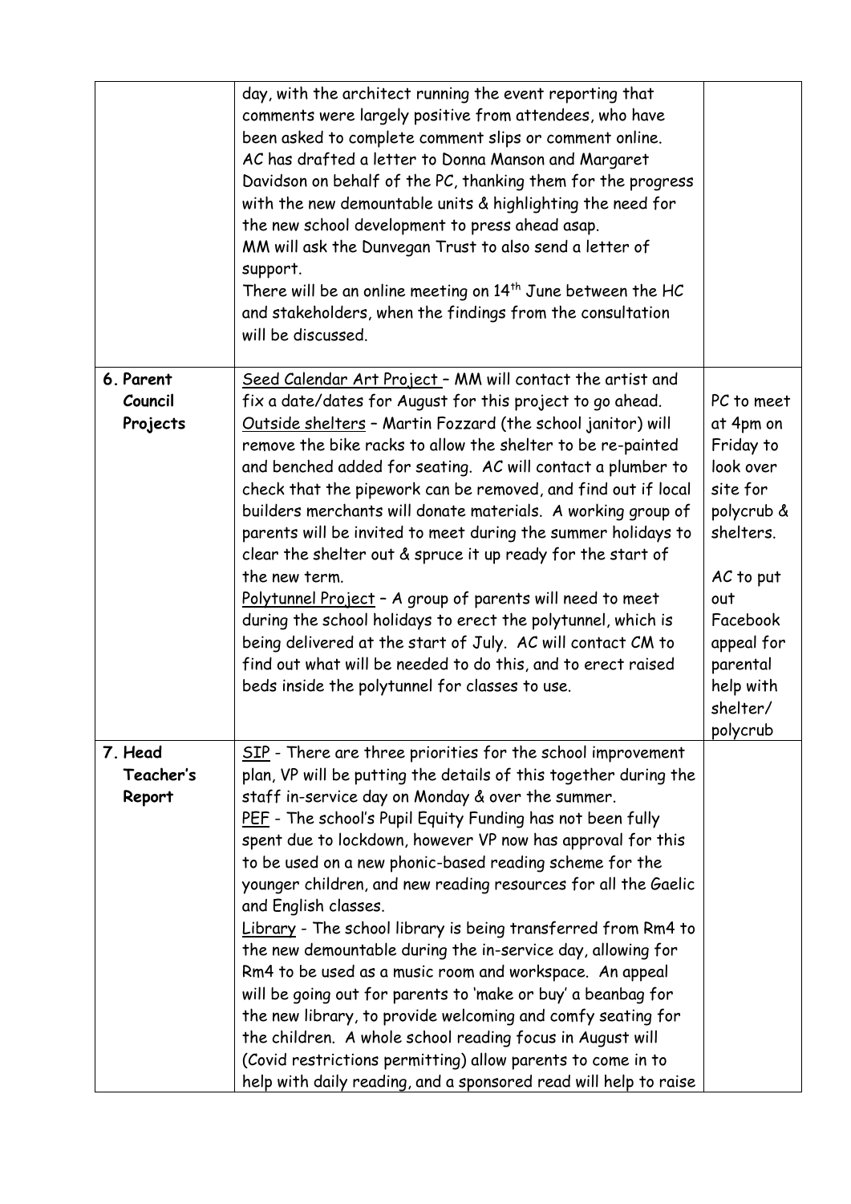| | | |
|---|---|---|
| | day, with the architect running the event reporting that comments were largely positive from attendees, who have been asked to complete comment slips or comment online.<br>AC has drafted a letter to Donna Manson and Margaret Davidson on behalf of the PC, thanking them for the progress with the new demountable units & highlighting the need for the new school development to press ahead asap.<br>MM will ask the Dunvegan Trust to also send a letter of support.<br>There will be an online meeting on 14th June between the HC and stakeholders, when the findings from the consultation will be discussed. | |
| **6. Parent Council Projects** | <u>Seed Calendar Art Project</u> – MM will contact the artist and fix a date/dates for August for this project to go ahead.<br><u>Outside shelters</u> – Martin Fozzard (the school janitor) will remove the bike racks to allow the shelter to be re-painted and benched added for seating. AC will contact a plumber to check that the pipework can be removed, and find out if local builders merchants will donate materials. A working group of parents will be invited to meet during the summer holidays to clear the shelter out & spruce it up ready for the start of the new term.<br><u>Polytunnel Project</u> – A group of parents will need to meet during the school holidays to erect the polytunnel, which is being delivered at the start of July. AC will contact CM to find out what will be needed to do this, and to erect raised beds inside the polytunnel for classes to use. | PC to meet at 4pm on Friday to look over site for polycrub & shelters.<br><br>AC to put out Facebook appeal for parental help with shelter/ polycrub |
| **7. Head Teacher's Report** | <u>SIP</u> - There are three priorities for the school improvement plan, VP will be putting the details of this together during the staff in-service day on Monday & over the summer.<br><u>PEF</u> - The school's Pupil Equity Funding has not been fully spent due to lockdown, however VP now has approval for this to be used on a new phonic-based reading scheme for the younger children, and new reading resources for all the Gaelic and English classes.<br><u>Library</u> - The school library is being transferred from Rm4 to the new demountable during the in-service day, allowing for Rm4 to be used as a music room and workspace. An appeal will be going out for parents to 'make or buy' a beanbag for the new library, to provide welcoming and comfy seating for the children. A whole school reading focus in August will (Covid restrictions permitting) allow parents to come in to help with daily reading, and a sponsored read will help to raise | |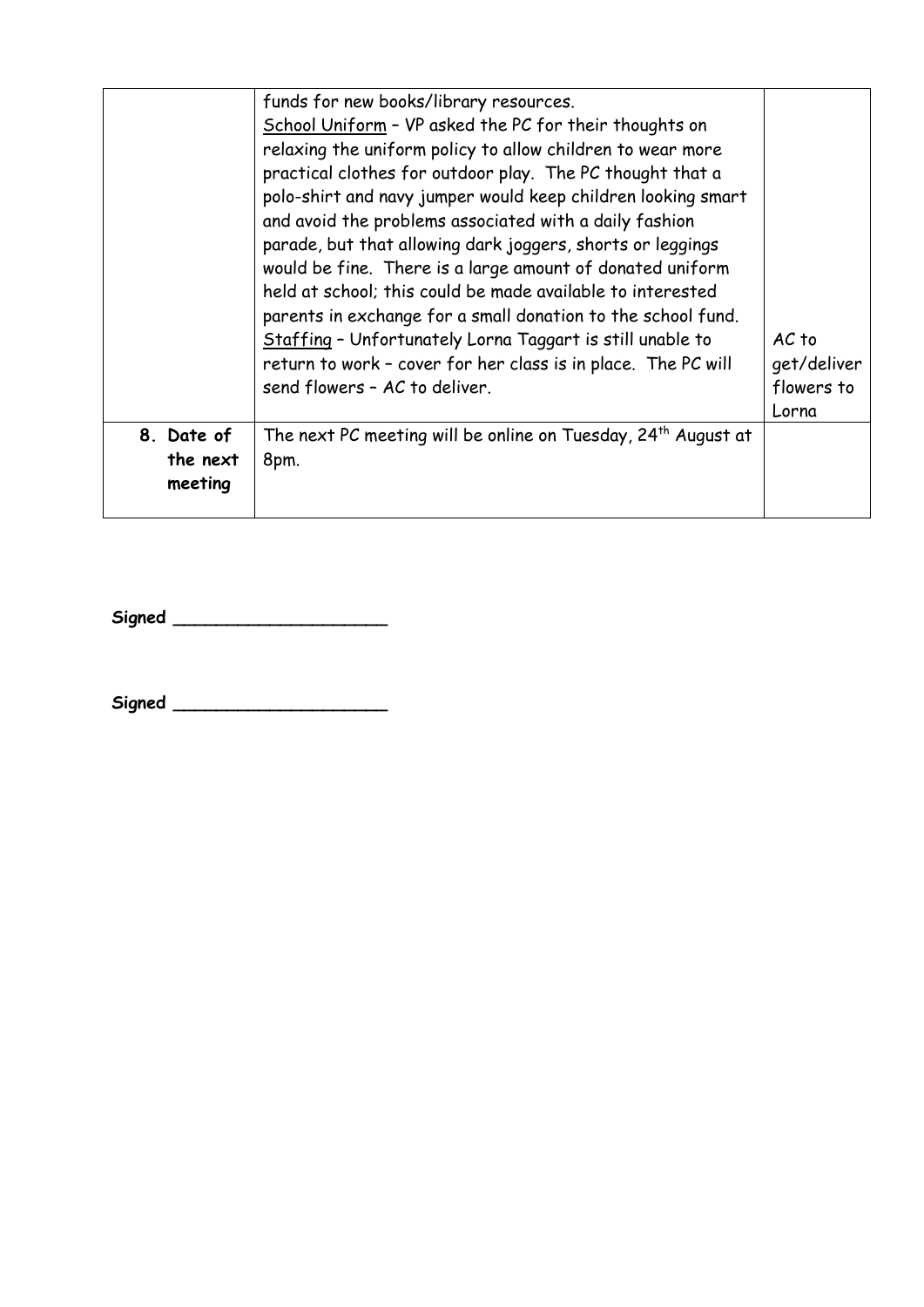| | | |
|---|---|---|
| | funds for new books/library resources.<br>School Uniform – VP asked the PC for their thoughts on relaxing the uniform policy to allow children to wear more practical clothes for outdoor play. The PC thought that a polo-shirt and navy jumper would keep children looking smart and avoid the problems associated with a daily fashion parade, but that allowing dark joggers, shorts or leggings would be fine. There is a large amount of donated uniform held at school; this could be made available to interested parents in exchange for a small donation to the school fund.<br>Staffing – Unfortunately Lorna Taggart is still unable to return to work – cover for her class is in place. The PC will send flowers – AC to deliver. | AC to get/deliver flowers to Lorna |
| **8. Date of the next meeting** | The next PC meeting will be online on Tuesday, 24th August at 8pm. | |

**Signed ____________________**

**Signed ____________________**